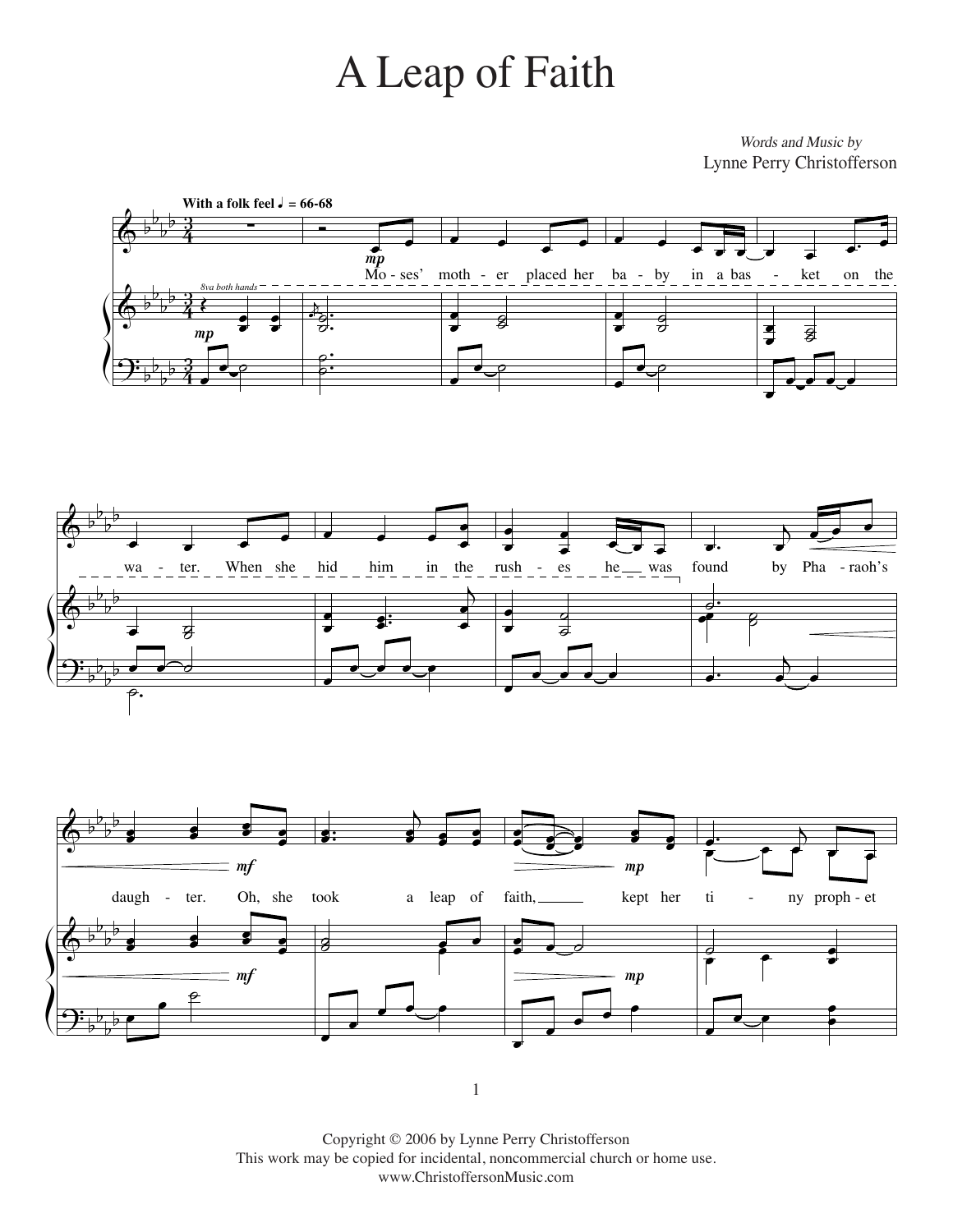# A Leap of Faith

*Words and Music by*
Lynne Perry Christofferson

**With a folk feel** ♩ = 66-68

Moses' mother placed her baby in a basket on the water. When she hid him in the rushes he was found by Pharaoh's daughter. Oh, she took a leap of faith, kept her tiny prophet

Copyright © 2006 by Lynne Perry Christofferson
This work may be copied for incidental, noncommercial church or home use.
www.ChristoffersonMusic.com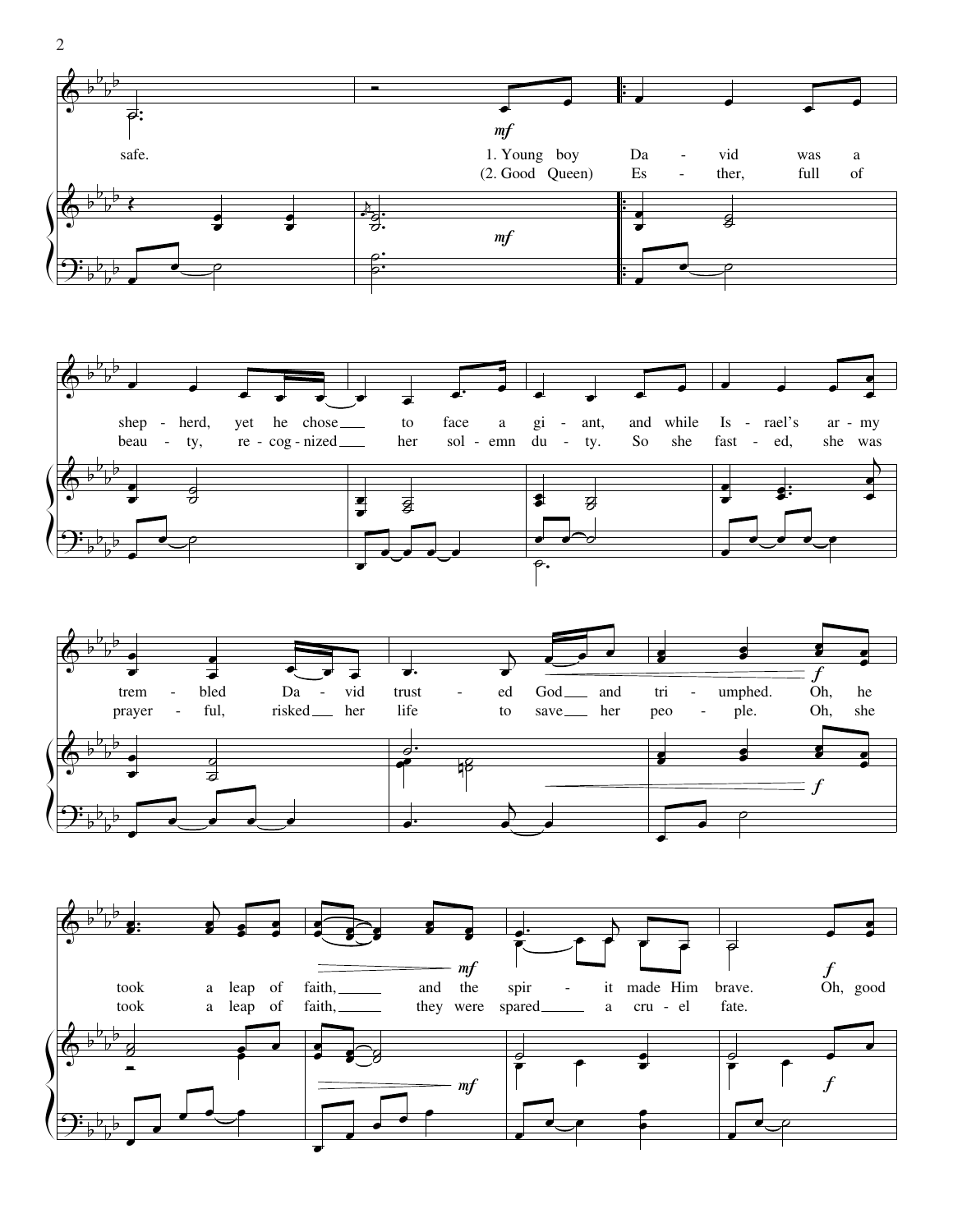safe.

1. Young boy Da - vid was a
(2. Good Queen) Es - ther, full of

shep - herd, yet he chose ___ to face a gi - ant, and while Is - rael's ar - my
beau - ty, re - cog - nized ___ her sol - emn du - ty. So she fast - ed, she was

trem - bled Da - vid trust - ed God ___ and tri - umphed. Oh, he
prayer - ful, risked ___ her life to save ___ her peo - ple. Oh, she

took a leap of faith, ___ and the spir - it made Him brave. Oh, good
took a leap of faith, ___ they were spared ___ a cru - el fate.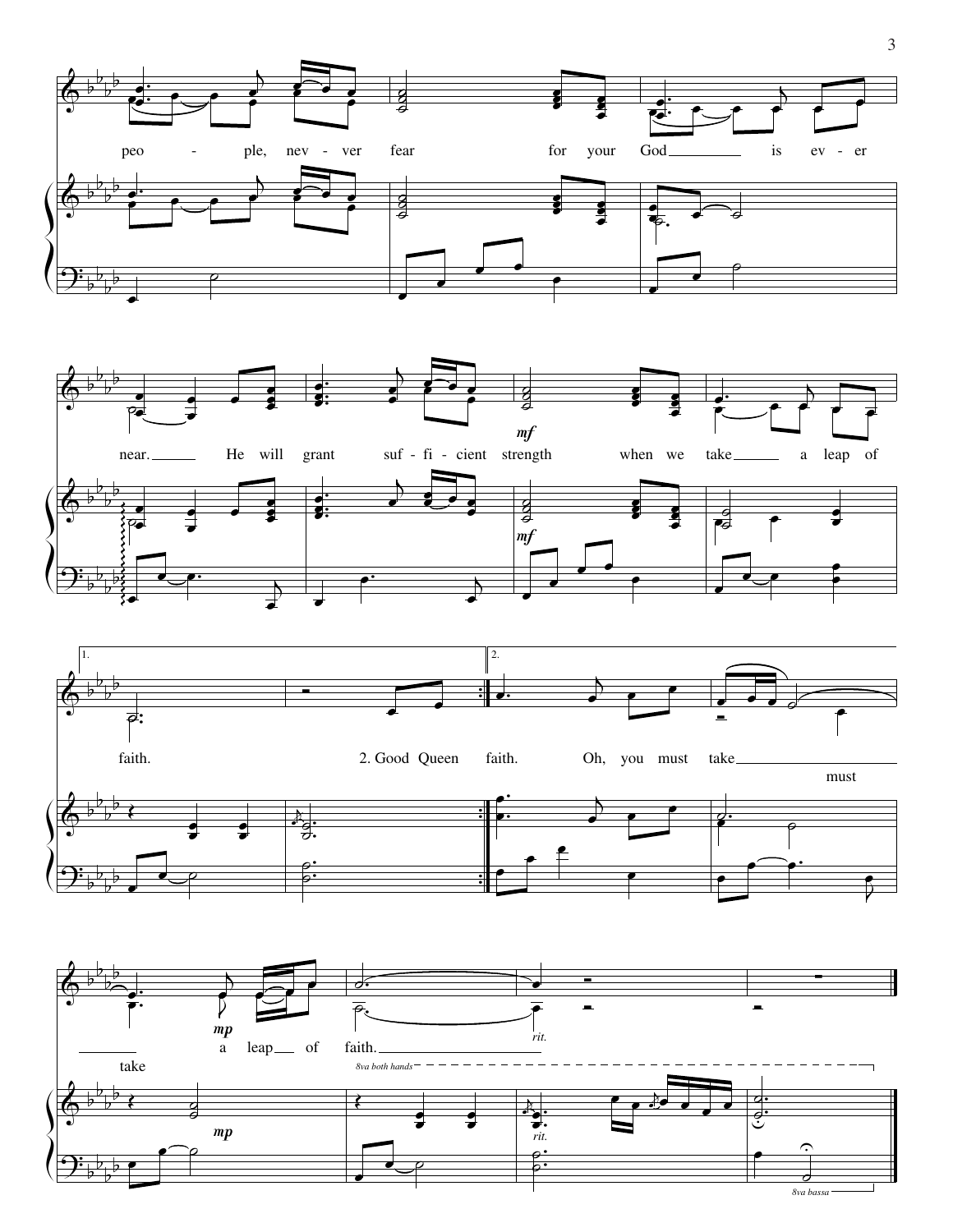people, never fear for your God is ever near. He will grant sufficient strength when we take a leap of

1. faith. 2. Good Queen

2. faith. Oh, you must take must take a leap of faith.

*mf* *mp* *rit.*

*8va both hands*

*8va bassa*